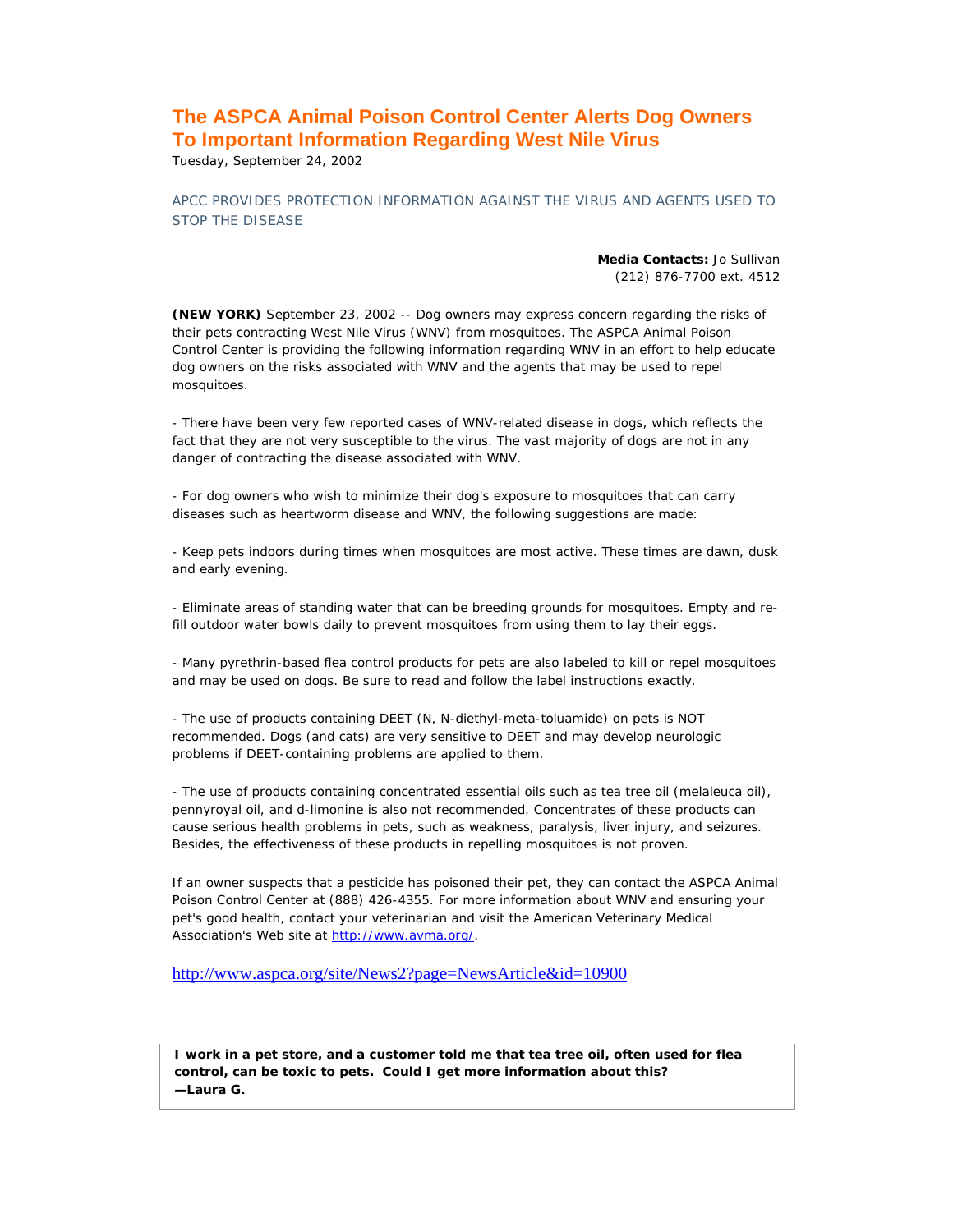# The ASPCA Animal Poison Control Center Alerts Dog Owners To Important Information Regarding West Nile Virus

Tuesday, September 24, 2002

APCC PROVIDES PROTECTION INFORMATION AGAINST THE VIRUS AND AGENTS USED TO STOP THE DISEASE

**Media Contacts:** Jo Sullivan
(212) 876-7700 ext. 4512

**(NEW YORK)** September 23, 2002 -- Dog owners may express concern regarding the risks of their pets contracting West Nile Virus (WNV) from mosquitoes. The ASPCA Animal Poison Control Center is providing the following information regarding WNV in an effort to help educate dog owners on the risks associated with WNV and the agents that may be used to repel mosquitoes.

- There have been very few reported cases of WNV-related disease in dogs, which reflects the fact that they are not very susceptible to the virus. The vast majority of dogs are not in any danger of contracting the disease associated with WNV.

- For dog owners who wish to minimize their dog's exposure to mosquitoes that can carry diseases such as heartworm disease and WNV, the following suggestions are made:

- Keep pets indoors during times when mosquitoes are most active. These times are dawn, dusk and early evening.

- Eliminate areas of standing water that can be breeding grounds for mosquitoes. Empty and re-fill outdoor water bowls daily to prevent mosquitoes from using them to lay their eggs.

- Many pyrethrin-based flea control products for pets are also labeled to kill or repel mosquitoes and may be used on dogs. Be sure to read and follow the label instructions exactly.

- The use of products containing DEET (N, N-diethyl-meta-toluamide) on pets is NOT recommended. Dogs (and cats) are very sensitive to DEET and may develop neurologic problems if DEET-containing problems are applied to them.

- The use of products containing concentrated essential oils such as tea tree oil (melaleuca oil), pennyroyal oil, and d-limonine is also not recommended. Concentrates of these products can cause serious health problems in pets, such as weakness, paralysis, liver injury, and seizures. Besides, the effectiveness of these products in repelling mosquitoes is not proven.

If an owner suspects that a pesticide has poisoned their pet, they can contact the ASPCA Animal Poison Control Center at (888) 426-4355. For more information about WNV and ensuring your pet's good health, contact your veterinarian and visit the American Veterinary Medical Association's Web site at http://www.avma.org/.

http://www.aspca.org/site/News2?page=NewsArticle&id=10900

**I work in a pet store, and a customer told me that tea tree oil, often used for flea control, can be toxic to pets. Could I get more information about this?**
**—Laura G.**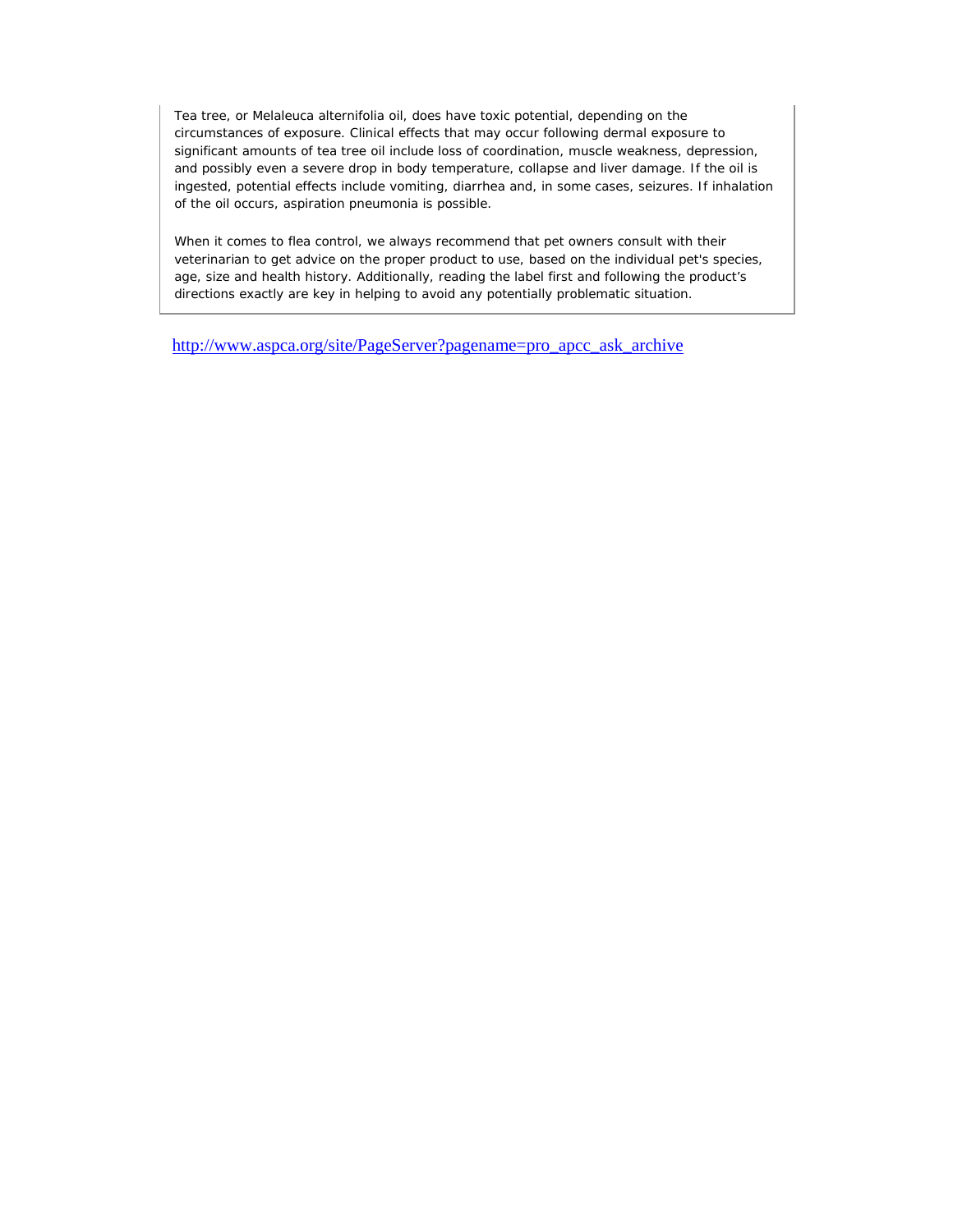Tea tree, or Melaleuca alternifolia oil, does have toxic potential, depending on the circumstances of exposure. Clinical effects that may occur following dermal exposure to significant amounts of tea tree oil include loss of coordination, muscle weakness, depression, and possibly even a severe drop in body temperature, collapse and liver damage. If the oil is ingested, potential effects include vomiting, diarrhea and, in some cases, seizures. If inhalation of the oil occurs, aspiration pneumonia is possible.

When it comes to flea control, we always recommend that pet owners consult with their veterinarian to get advice on the proper product to use, based on the individual pet's species, age, size and health history. Additionally, reading the label first and following the product's directions exactly are key in helping to avoid any potentially problematic situation.

http://www.aspca.org/site/PageServer?pagename=pro_apcc_ask_archive